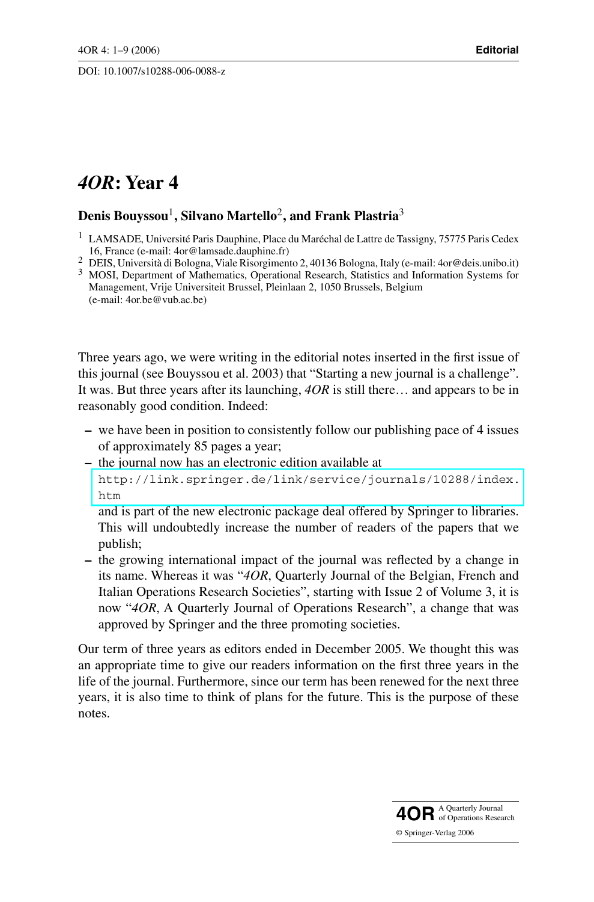# *4OR*: Year 4

**Denis Bouyssou**[1], **Silvano Martello**[2], **and Frank Plastria**[3]

[1] LAMSADE, Université Paris Dauphine, Place du Maréchal de Lattre de Tassigny, 75775 Paris Cedex 16, France (e-mail: 4or@lamsade.dauphine.fr)

[2] DEIS, Università di Bologna, Viale Risorgimento 2, 40136 Bologna, Italy (e-mail: 4or@deis.unibo.it)

[3] MOSI, Department of Mathematics, Operational Research, Statistics and Information Systems for Management, Vrije Universiteit Brussel, Pleinlaan 2, 1050 Brussels, Belgium (e-mail: 4or.be@vub.ac.be)

Three years ago, we were writing in the editorial notes inserted in the first issue of this journal (see Bouyssou et al. 2003) that "Starting a new journal is a challenge". It was. But three years after its launching, *4OR* is still there… and appears to be in reasonably good condition. Indeed:

- we have been in position to consistently follow our publishing pace of 4 issues of approximately 85 pages a year;
- the journal now has an electronic edition available at `http://link.springer.de/link/service/journals/10288/index.htm` and is part of the new electronic package deal offered by Springer to libraries. This will undoubtedly increase the number of readers of the papers that we publish;
- the growing international impact of the journal was reflected by a change in its name. Whereas it was "*4OR*, Quarterly Journal of the Belgian, French and Italian Operations Research Societies", starting with Issue 2 of Volume 3, it is now "*4OR*, A Quarterly Journal of Operations Research", a change that was approved by Springer and the three promoting societies.

Our term of three years as editors ended in December 2005. We thought this was an appropriate time to give our readers information on the first three years in the life of the journal. Furthermore, since our term has been renewed for the next three years, it is also time to think of plans for the future. This is the purpose of these notes.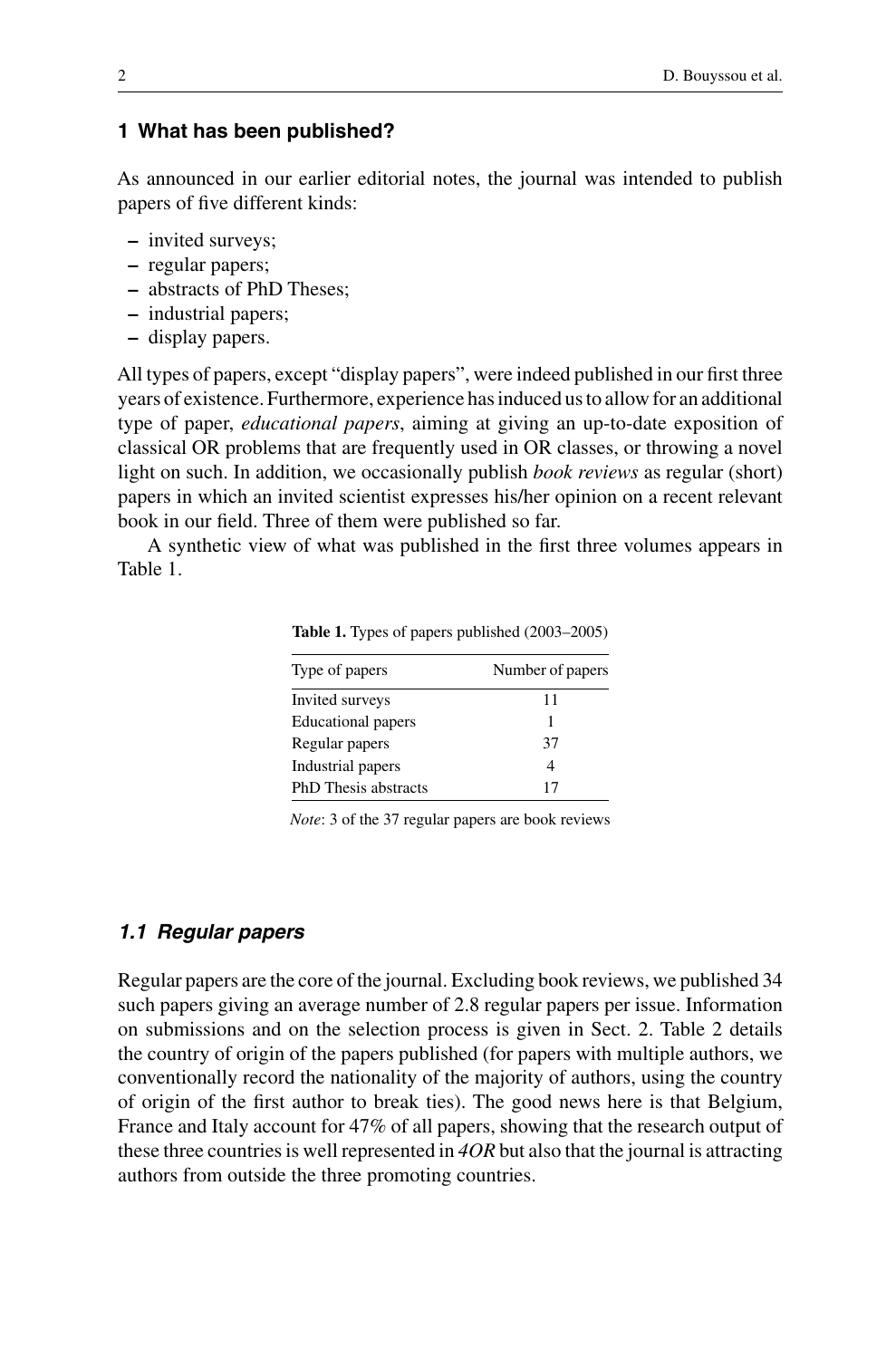## 1 What has been published?

As announced in our earlier editorial notes, the journal was intended to publish papers of five different kinds:

- invited surveys;
- regular papers;
- abstracts of PhD Theses;
- industrial papers;
- display papers.

All types of papers, except "display papers", were indeed published in our first three years of existence. Furthermore, experience has induced us to allow for an additional type of paper, *educational papers*, aiming at giving an up-to-date exposition of classical OR problems that are frequently used in OR classes, or throwing a novel light on such. In addition, we occasionally publish *book reviews* as regular (short) papers in which an invited scientist expresses his/her opinion on a recent relevant book in our field. Three of them were published so far.

A synthetic view of what was published in the first three volumes appears in Table 1.

**Table 1.** Types of papers published (2003–2005)

| Type of papers | Number of papers |
|---|---|
| Invited surveys | 11 |
| Educational papers | 1 |
| Regular papers | 37 |
| Industrial papers | 4 |
| PhD Thesis abstracts | 17 |

*Note*: 3 of the 37 regular papers are book reviews

### 1.1 Regular papers

Regular papers are the core of the journal. Excluding book reviews, we published 34 such papers giving an average number of 2.8 regular papers per issue. Information on submissions and on the selection process is given in Sect. 2. Table 2 details the country of origin of the papers published (for papers with multiple authors, we conventionally record the nationality of the majority of authors, using the country of origin of the first author to break ties). The good news here is that Belgium, France and Italy account for 47% of all papers, showing that the research output of these three countries is well represented in *4OR* but also that the journal is attracting authors from outside the three promoting countries.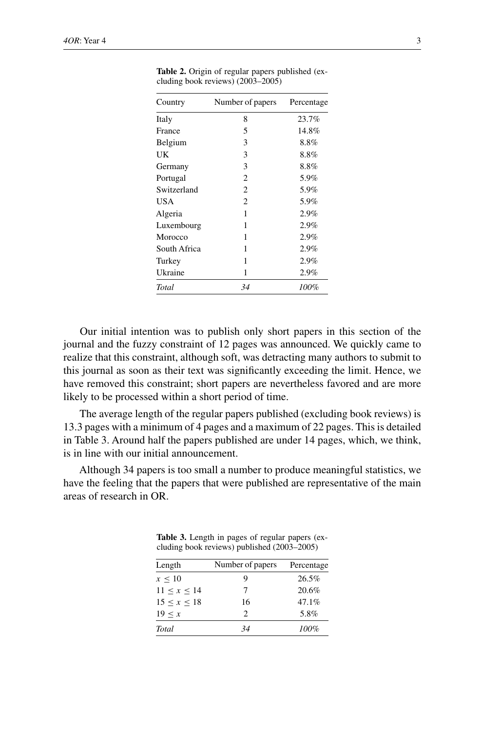**Table 2.** Origin of regular papers published (excluding book reviews) (2003–2005)

| Country | Number of papers | Percentage |
|---|---|---|
| Italy | 8 | 23.7% |
| France | 5 | 14.8% |
| Belgium | 3 | 8.8% |
| UK | 3 | 8.8% |
| Germany | 3 | 8.8% |
| Portugal | 2 | 5.9% |
| Switzerland | 2 | 5.9% |
| USA | 2 | 5.9% |
| Algeria | 1 | 2.9% |
| Luxembourg | 1 | 2.9% |
| Morocco | 1 | 2.9% |
| South Africa | 1 | 2.9% |
| Turkey | 1 | 2.9% |
| Ukraine | 1 | 2.9% |
| *Total* | *34* | *100%* |

Our initial intention was to publish only short papers in this section of the journal and the fuzzy constraint of 12 pages was announced. We quickly came to realize that this constraint, although soft, was detracting many authors to submit to this journal as soon as their text was significantly exceeding the limit. Hence, we have removed this constraint; short papers are nevertheless favored and are more likely to be processed within a short period of time.

The average length of the regular papers published (excluding book reviews) is 13.3 pages with a minimum of 4 pages and a maximum of 22 pages. This is detailed in Table 3. Around half the papers published are under 14 pages, which, we think, is in line with our initial announcement.

Although 34 papers is too small a number to produce meaningful statistics, we have the feeling that the papers that were published are representative of the main areas of research in OR.

**Table 3.** Length in pages of regular papers (excluding book reviews) published (2003–2005)

| Length | Number of papers | Percentage |
|---|---|---|
| $x \leq 10$ | 9 | 26.5% |
| $11 \leq x \leq 14$ | 7 | 20.6% |
| $15 \leq x \leq 18$ | 16 | 47.1% |
| $19 \leq x$ | 2 | 5.8% |
| *Total* | *34* | *100%* |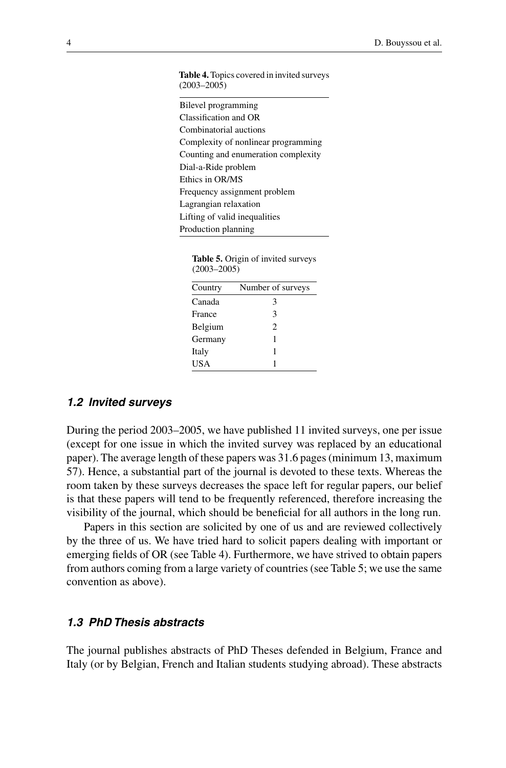**Table 4.** Topics covered in invited surveys (2003–2005)

| |
|---|
| Bilevel programming |
| Classification and OR |
| Combinatorial auctions |
| Complexity of nonlinear programming |
| Counting and enumeration complexity |
| Dial-a-Ride problem |
| Ethics in OR/MS |
| Frequency assignment problem |
| Lagrangian relaxation |
| Lifting of valid inequalities |
| Production planning |

**Table 5.** Origin of invited surveys (2003–2005)

| Country | Number of surveys |
|---|---|
| Canada | 3 |
| France | 3 |
| Belgium | 2 |
| Germany | 1 |
| Italy | 1 |
| USA | 1 |

### *1.2 Invited surveys*

During the period 2003–2005, we have published 11 invited surveys, one per issue (except for one issue in which the invited survey was replaced by an educational paper). The average length of these papers was 31.6 pages (minimum 13, maximum 57). Hence, a substantial part of the journal is devoted to these texts. Whereas the room taken by these surveys decreases the space left for regular papers, our belief is that these papers will tend to be frequently referenced, therefore increasing the visibility of the journal, which should be beneficial for all authors in the long run.

Papers in this section are solicited by one of us and are reviewed collectively by the three of us. We have tried hard to solicit papers dealing with important or emerging fields of OR (see Table 4). Furthermore, we have strived to obtain papers from authors coming from a large variety of countries (see Table 5; we use the same convention as above).

### *1.3 PhD Thesis abstracts*

The journal publishes abstracts of PhD Theses defended in Belgium, France and Italy (or by Belgian, French and Italian students studying abroad). These abstracts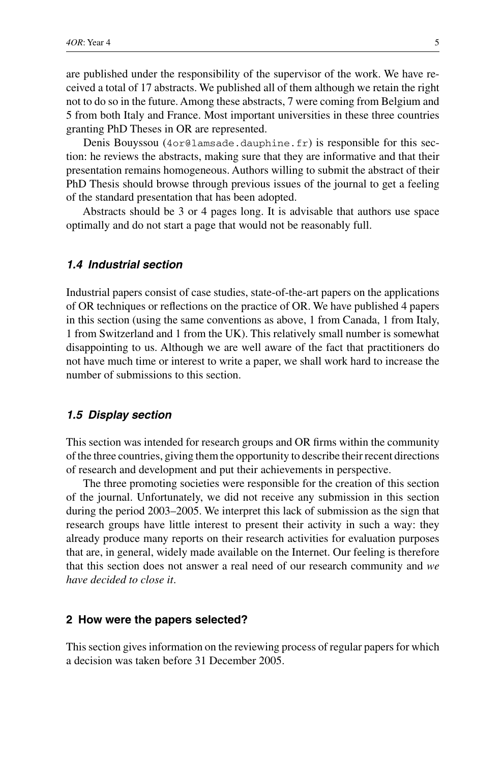are published under the responsibility of the supervisor of the work. We have received a total of 17 abstracts. We published all of them although we retain the right not to do so in the future. Among these abstracts, 7 were coming from Belgium and 5 from both Italy and France. Most important universities in these three countries granting PhD Theses in OR are represented.

Denis Bouyssou (4or@lamsade.dauphine.fr) is responsible for this section: he reviews the abstracts, making sure that they are informative and that their presentation remains homogeneous. Authors willing to submit the abstract of their PhD Thesis should browse through previous issues of the journal to get a feeling of the standard presentation that has been adopted.

Abstracts should be 3 or 4 pages long. It is advisable that authors use space optimally and do not start a page that would not be reasonably full.

### *1.4 Industrial section*

Industrial papers consist of case studies, state-of-the-art papers on the applications of OR techniques or reflections on the practice of OR. We have published 4 papers in this section (using the same conventions as above, 1 from Canada, 1 from Italy, 1 from Switzerland and 1 from the UK). This relatively small number is somewhat disappointing to us. Although we are well aware of the fact that practitioners do not have much time or interest to write a paper, we shall work hard to increase the number of submissions to this section.

### *1.5 Display section*

This section was intended for research groups and OR firms within the community of the three countries, giving them the opportunity to describe their recent directions of research and development and put their achievements in perspective.

The three promoting societies were responsible for the creation of this section of the journal. Unfortunately, we did not receive any submission in this section during the period 2003–2005. We interpret this lack of submission as the sign that research groups have little interest to present their activity in such a way: they already produce many reports on their research activities for evaluation purposes that are, in general, widely made available on the Internet. Our feeling is therefore that this section does not answer a real need of our research community and *we have decided to close it*.

## 2 How were the papers selected?

This section gives information on the reviewing process of regular papers for which a decision was taken before 31 December 2005.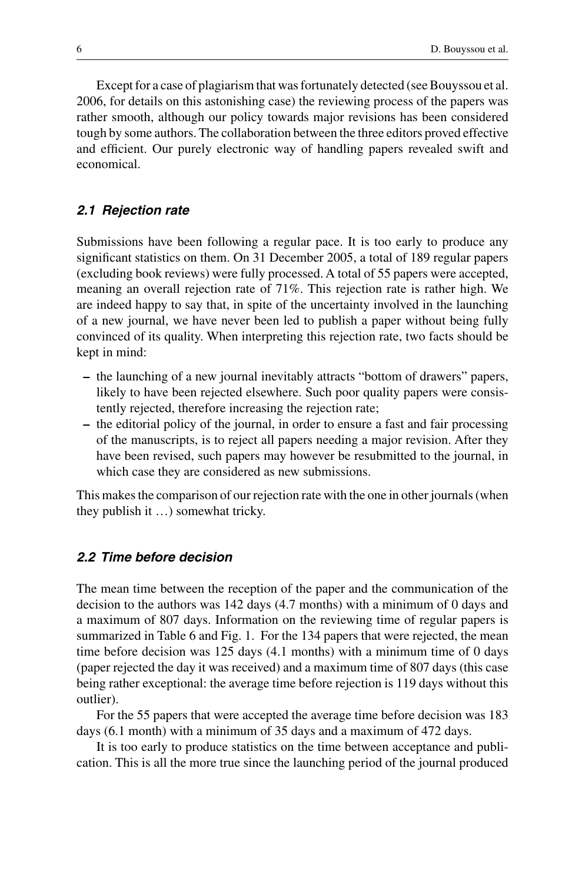Except for a case of plagiarism that was fortunately detected (see Bouyssou et al. 2006, for details on this astonishing case) the reviewing process of the papers was rather smooth, although our policy towards major revisions has been considered tough by some authors. The collaboration between the three editors proved effective and efficient. Our purely electronic way of handling papers revealed swift and economical.

### *2.1 Rejection rate*

Submissions have been following a regular pace. It is too early to produce any significant statistics on them. On 31 December 2005, a total of 189 regular papers (excluding book reviews) were fully processed. A total of 55 papers were accepted, meaning an overall rejection rate of 71%. This rejection rate is rather high. We are indeed happy to say that, in spite of the uncertainty involved in the launching of a new journal, we have never been led to publish a paper without being fully convinced of its quality. When interpreting this rejection rate, two facts should be kept in mind:

- the launching of a new journal inevitably attracts "bottom of drawers" papers, likely to have been rejected elsewhere. Such poor quality papers were consistently rejected, therefore increasing the rejection rate;
- the editorial policy of the journal, in order to ensure a fast and fair processing of the manuscripts, is to reject all papers needing a major revision. After they have been revised, such papers may however be resubmitted to the journal, in which case they are considered as new submissions.

This makes the comparison of our rejection rate with the one in other journals (when they publish it …) somewhat tricky.

### *2.2 Time before decision*

The mean time between the reception of the paper and the communication of the decision to the authors was 142 days (4.7 months) with a minimum of 0 days and a maximum of 807 days. Information on the reviewing time of regular papers is summarized in Table 6 and Fig. 1. For the 134 papers that were rejected, the mean time before decision was 125 days (4.1 months) with a minimum time of 0 days (paper rejected the day it was received) and a maximum time of 807 days (this case being rather exceptional: the average time before rejection is 119 days without this outlier).

For the 55 papers that were accepted the average time before decision was 183 days (6.1 month) with a minimum of 35 days and a maximum of 472 days.

It is too early to produce statistics on the time between acceptance and publication. This is all the more true since the launching period of the journal produced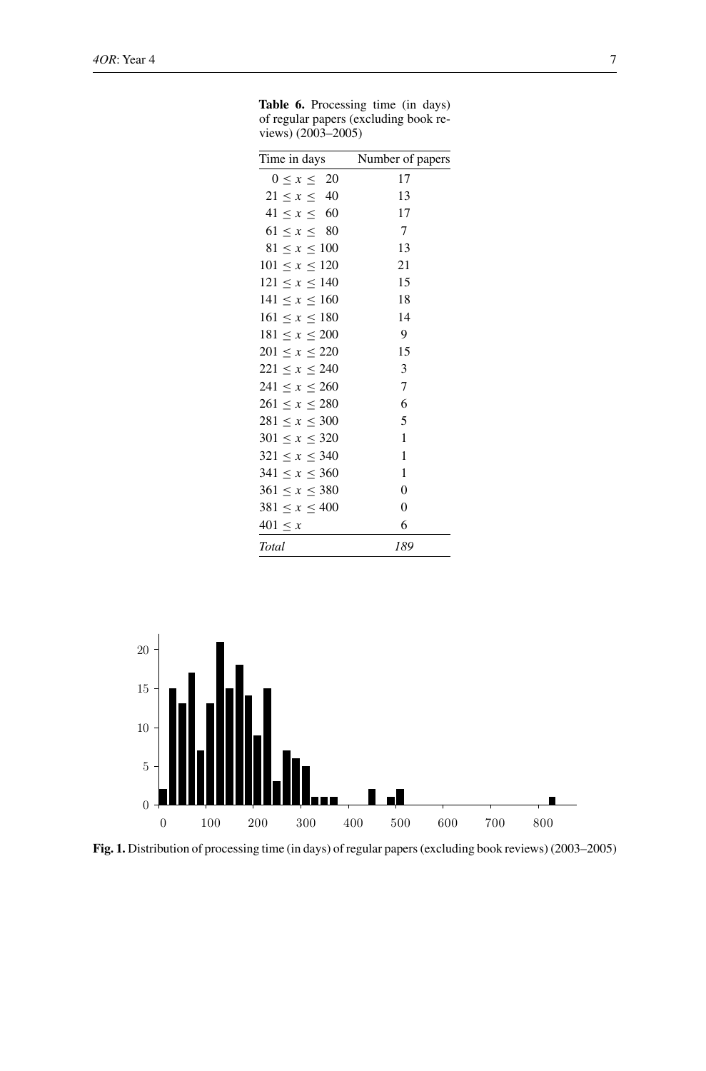**Table 6.** Processing time (in days) of regular papers (excluding book reviews) (2003–2005)

| Time in days | Number of papers |
|---|---|
| $0 \leq x \leq 20$ | 17 |
| $21 \leq x \leq 40$ | 13 |
| $41 \leq x \leq 60$ | 17 |
| $61 \leq x \leq 80$ | 7 |
| $81 \leq x \leq 100$ | 13 |
| $101 \leq x \leq 120$ | 21 |
| $121 \leq x \leq 140$ | 15 |
| $141 \leq x \leq 160$ | 18 |
| $161 \leq x \leq 180$ | 14 |
| $181 \leq x \leq 200$ | 9 |
| $201 \leq x \leq 220$ | 15 |
| $221 \leq x \leq 240$ | 3 |
| $241 \leq x \leq 260$ | 7 |
| $261 \leq x \leq 280$ | 6 |
| $281 \leq x \leq 300$ | 5 |
| $301 \leq x \leq 320$ | 1 |
| $321 \leq x \leq 340$ | 1 |
| $341 \leq x \leq 360$ | 1 |
| $361 \leq x \leq 380$ | 0 |
| $381 \leq x \leq 400$ | 0 |
| $401 \leq x$ | 6 |
| *Total* | *189* |

**Fig. 1.** Distribution of processing time (in days) of regular papers (excluding book reviews) (2003–2005)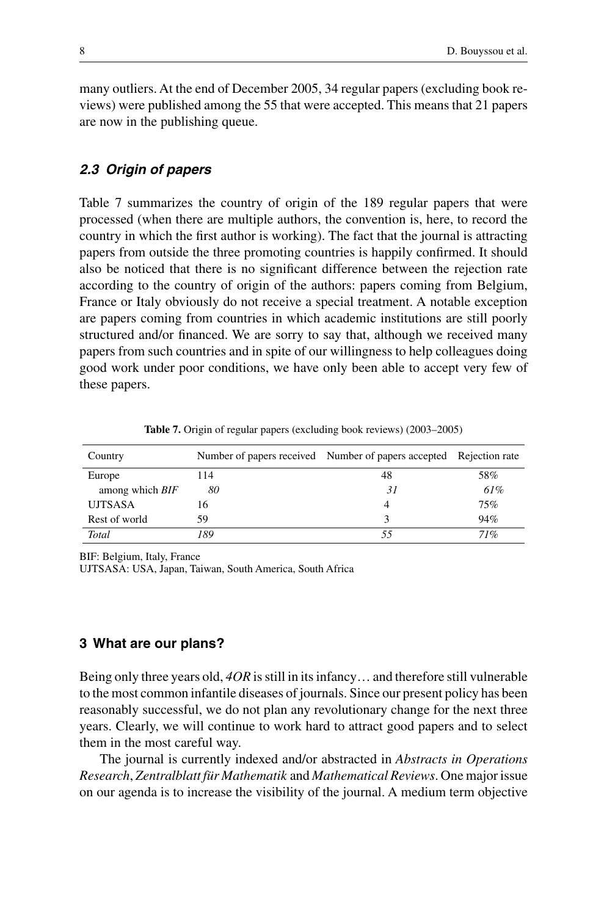many outliers. At the end of December 2005, 34 regular papers (excluding book reviews) were published among the 55 that were accepted. This means that 21 papers are now in the publishing queue.

### 2.3 Origin of papers

Table 7 summarizes the country of origin of the 189 regular papers that were processed (when there are multiple authors, the convention is, here, to record the country in which the first author is working). The fact that the journal is attracting papers from outside the three promoting countries is happily confirmed. It should also be noticed that there is no significant difference between the rejection rate according to the country of origin of the authors: papers coming from Belgium, France or Italy obviously do not receive a special treatment. A notable exception are papers coming from countries in which academic institutions are still poorly structured and/or financed. We are sorry to say that, although we received many papers from such countries and in spite of our willingness to help colleagues doing good work under poor conditions, we have only been able to accept very few of these papers.

**Table 7.** Origin of regular papers (excluding book reviews) (2003–2005)

| Country | Number of papers received | Number of papers accepted | Rejection rate |
|---|---|---|---|
| Europe | 114 | 48 | 58% |
| among which *BIF* | *80* | *31* | *61%* |
| UJTSASA | 16 | 4 | 75% |
| Rest of world | 59 | 3 | 94% |
| *Total* | *189* | *55* | *71%* |

BIF: Belgium, Italy, France
UJTSASA: USA, Japan, Taiwan, South America, South Africa

## 3 What are our plans?

Being only three years old, *4OR* is still in its infancy… and therefore still vulnerable to the most common infantile diseases of journals. Since our present policy has been reasonably successful, we do not plan any revolutionary change for the next three years. Clearly, we will continue to work hard to attract good papers and to select them in the most careful way.

The journal is currently indexed and/or abstracted in *Abstracts in Operations Research*, *Zentralblatt für Mathematik* and *Mathematical Reviews*. One major issue on our agenda is to increase the visibility of the journal. A medium term objective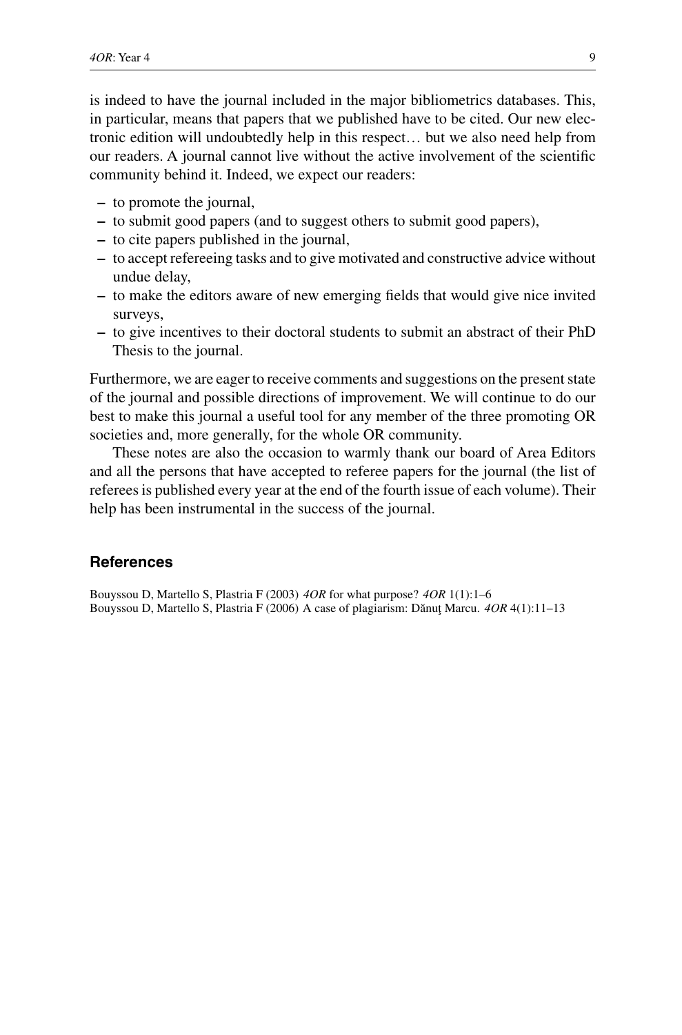is indeed to have the journal included in the major bibliometrics databases. This, in particular, means that papers that we published have to be cited. Our new electronic edition will undoubtedly help in this respect… but we also need help from our readers. A journal cannot live without the active involvement of the scientific community behind it. Indeed, we expect our readers:

- to promote the journal,
- to submit good papers (and to suggest others to submit good papers),
- to cite papers published in the journal,
- to accept refereeing tasks and to give motivated and constructive advice without undue delay,
- to make the editors aware of new emerging fields that would give nice invited surveys,
- to give incentives to their doctoral students to submit an abstract of their PhD Thesis to the journal.

Furthermore, we are eager to receive comments and suggestions on the present state of the journal and possible directions of improvement. We will continue to do our best to make this journal a useful tool for any member of the three promoting OR societies and, more generally, for the whole OR community.

These notes are also the occasion to warmly thank our board of Area Editors and all the persons that have accepted to referee papers for the journal (the list of referees is published every year at the end of the fourth issue of each volume). Their help has been instrumental in the success of the journal.

## References

Bouyssou D, Martello S, Plastria F (2003) *4OR* for what purpose? *4OR* 1(1):1–6

Bouyssou D, Martello S, Plastria F (2006) A case of plagiarism: Dănuţ Marcu. *4OR* 4(1):11–13